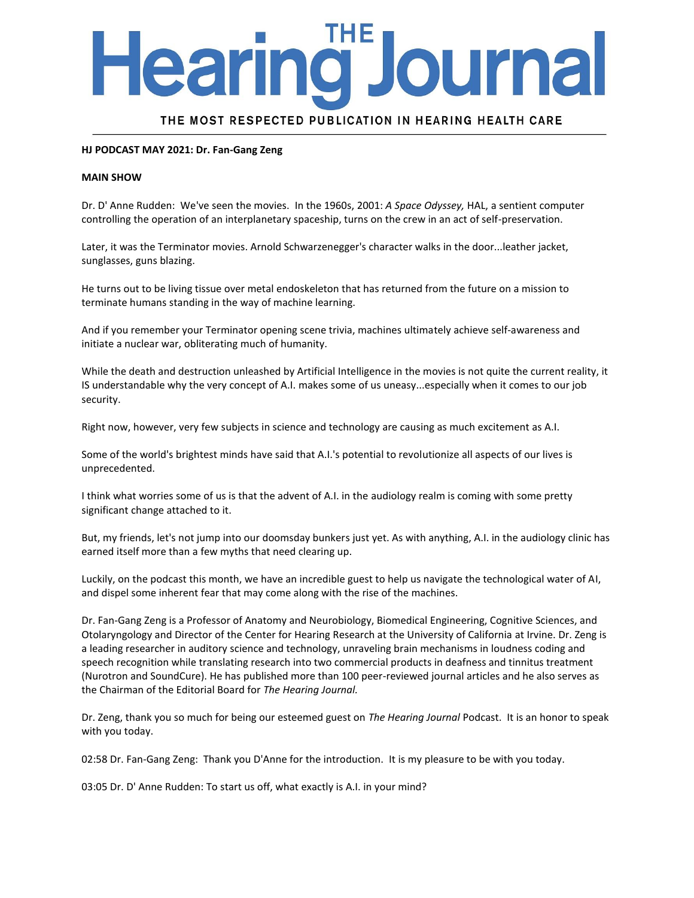# The Hearing Journal

THE MOST RESPECTED PUBLICATION IN HEARING HEALTH CARE

**HJ PODCAST MAY 2021: Dr. Fan-Gang Zeng**

**MAIN SHOW**

Dr. D' Anne Rudden: We've seen the movies. In the 1960s, 2001: *A Space Odyssey,* HAL, a sentient computer controlling the operation of an interplanetary spaceship, turns on the crew in an act of self-preservation.

Later, it was the Terminator movies. Arnold Schwarzenegger's character walks in the door...leather jacket, sunglasses, guns blazing.

He turns out to be living tissue over metal endoskeleton that has returned from the future on a mission to terminate humans standing in the way of machine learning.

And if you remember your Terminator opening scene trivia, machines ultimately achieve self-awareness and initiate a nuclear war, obliterating much of humanity.

While the death and destruction unleashed by Artificial Intelligence in the movies is not quite the current reality, it IS understandable why the very concept of A.I. makes some of us uneasy...especially when it comes to our job security.

Right now, however, very few subjects in science and technology are causing as much excitement as A.I.

Some of the world's brightest minds have said that A.I.'s potential to revolutionize all aspects of our lives is unprecedented.

I think what worries some of us is that the advent of A.I. in the audiology realm is coming with some pretty significant change attached to it.

But, my friends, let's not jump into our doomsday bunkers just yet. As with anything, A.I. in the audiology clinic has earned itself more than a few myths that need clearing up.

Luckily, on the podcast this month, we have an incredible guest to help us navigate the technological water of AI, and dispel some inherent fear that may come along with the rise of the machines.

Dr. Fan-Gang Zeng is a Professor of Anatomy and Neurobiology, Biomedical Engineering, Cognitive Sciences, and Otolaryngology and Director of the Center for Hearing Research at the University of California at Irvine. Dr. Zeng is a leading researcher in auditory science and technology, unraveling brain mechanisms in loudness coding and speech recognition while translating research into two commercial products in deafness and tinnitus treatment (Nurotron and SoundCure). He has published more than 100 peer-reviewed journal articles and he also serves as the Chairman of the Editorial Board for *The Hearing Journal.*

Dr. Zeng, thank you so much for being our esteemed guest on *The Hearing Journal* Podcast. It is an honor to speak with you today.

02:58 Dr. Fan-Gang Zeng: Thank you D'Anne for the introduction. It is my pleasure to be with you today.

03:05 Dr. D' Anne Rudden: To start us off, what exactly is A.I. in your mind?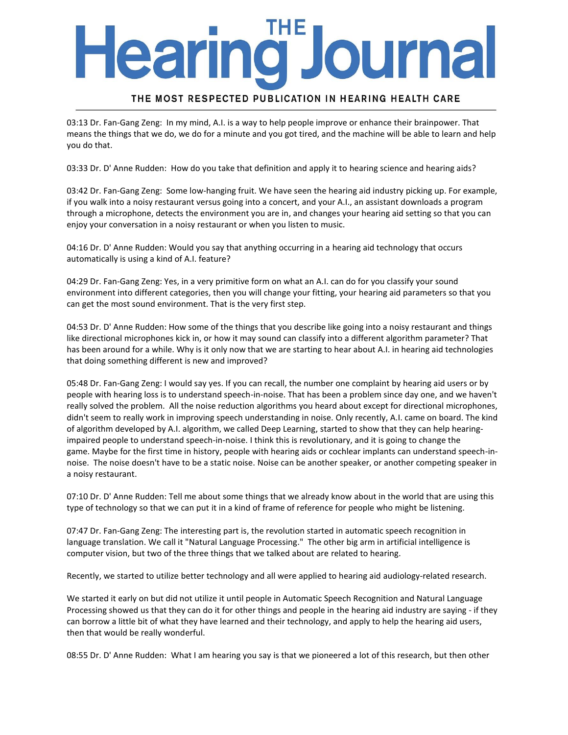03:13 Dr. Fan-Gang Zeng: In my mind, A.I. is a way to help people improve or enhance their brainpower. That means the things that we do, we do for a minute and you got tired, and the machine will be able to learn and help you do that.

03:33 Dr. D' Anne Rudden: How do you take that definition and apply it to hearing science and hearing aids?

03:42 Dr. Fan-Gang Zeng: Some low-hanging fruit. We have seen the hearing aid industry picking up. For example, if you walk into a noisy restaurant versus going into a concert, and your A.I., an assistant downloads a program through a microphone, detects the environment you are in, and changes your hearing aid setting so that you can enjoy your conversation in a noisy restaurant or when you listen to music.

04:16 Dr. D' Anne Rudden: Would you say that anything occurring in a hearing aid technology that occurs automatically is using a kind of A.I. feature?

04:29 Dr. Fan-Gang Zeng: Yes, in a very primitive form on what an A.I. can do for you classify your sound environment into different categories, then you will change your fitting, your hearing aid parameters so that you can get the most sound environment. That is the very first step.

04:53 Dr. D' Anne Rudden: How some of the things that you describe like going into a noisy restaurant and things like directional microphones kick in, or how it may sound can classify into a different algorithm parameter? That has been around for a while. Why is it only now that we are starting to hear about A.I. in hearing aid technologies that doing something different is new and improved?

05:48 Dr. Fan-Gang Zeng: I would say yes. If you can recall, the number one complaint by hearing aid users or by people with hearing loss is to understand speech-in-noise. That has been a problem since day one, and we haven't really solved the problem. All the noise reduction algorithms you heard about except for directional microphones, didn't seem to really work in improving speech understanding in noise. Only recently, A.I. came on board. The kind of algorithm developed by A.I. algorithm, we called Deep Learning, started to show that they can help hearing-impaired people to understand speech-in-noise. I think this is revolutionary, and it is going to change the game. Maybe for the first time in history, people with hearing aids or cochlear implants can understand speech-in-noise. The noise doesn't have to be a static noise. Noise can be another speaker, or another competing speaker in a noisy restaurant.

07:10 Dr. D' Anne Rudden: Tell me about some things that we already know about in the world that are using this type of technology so that we can put it in a kind of frame of reference for people who might be listening.

07:47 Dr. Fan-Gang Zeng: The interesting part is, the revolution started in automatic speech recognition in language translation. We call it "Natural Language Processing." The other big arm in artificial intelligence is computer vision, but two of the three things that we talked about are related to hearing.

Recently, we started to utilize better technology and all were applied to hearing aid audiology-related research.

We started it early on but did not utilize it until people in Automatic Speech Recognition and Natural Language Processing showed us that they can do it for other things and people in the hearing aid industry are saying - if they can borrow a little bit of what they have learned and their technology, and apply to help the hearing aid users, then that would be really wonderful.

08:55 Dr. D' Anne Rudden: What I am hearing you say is that we pioneered a lot of this research, but then other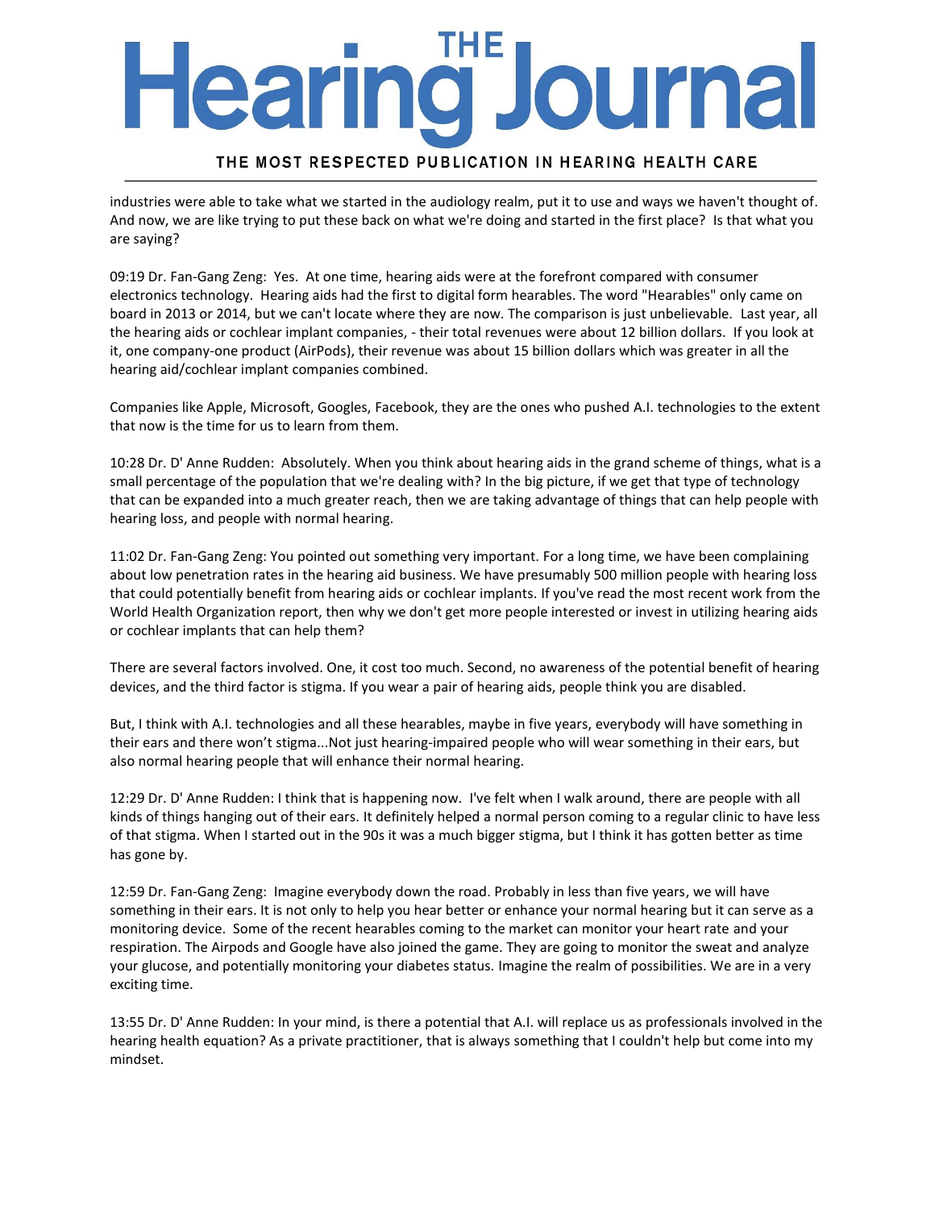industries were able to take what we started in the audiology realm, put it to use and ways we haven't thought of. And now, we are like trying to put these back on what we're doing and started in the first place? Is that what you are saying?

09:19 Dr. Fan-Gang Zeng: Yes. At one time, hearing aids were at the forefront compared with consumer electronics technology. Hearing aids had the first to digital form hearables. The word "Hearables" only came on board in 2013 or 2014, but we can't locate where they are now. The comparison is just unbelievable. Last year, all the hearing aids or cochlear implant companies, - their total revenues were about 12 billion dollars. If you look at it, one company-one product (AirPods), their revenue was about 15 billion dollars which was greater in all the hearing aid/cochlear implant companies combined.

Companies like Apple, Microsoft, Googles, Facebook, they are the ones who pushed A.I. technologies to the extent that now is the time for us to learn from them.

10:28 Dr. D' Anne Rudden: Absolutely. When you think about hearing aids in the grand scheme of things, what is a small percentage of the population that we're dealing with? In the big picture, if we get that type of technology that can be expanded into a much greater reach, then we are taking advantage of things that can help people with hearing loss, and people with normal hearing.

11:02 Dr. Fan-Gang Zeng: You pointed out something very important. For a long time, we have been complaining about low penetration rates in the hearing aid business. We have presumably 500 million people with hearing loss that could potentially benefit from hearing aids or cochlear implants. If you've read the most recent work from the World Health Organization report, then why we don't get more people interested or invest in utilizing hearing aids or cochlear implants that can help them?

There are several factors involved. One, it cost too much. Second, no awareness of the potential benefit of hearing devices, and the third factor is stigma. If you wear a pair of hearing aids, people think you are disabled.

But, I think with A.I. technologies and all these hearables, maybe in five years, everybody will have something in their ears and there won't stigma...Not just hearing-impaired people who will wear something in their ears, but also normal hearing people that will enhance their normal hearing.

12:29 Dr. D' Anne Rudden: I think that is happening now. I've felt when I walk around, there are people with all kinds of things hanging out of their ears. It definitely helped a normal person coming to a regular clinic to have less of that stigma. When I started out in the 90s it was a much bigger stigma, but I think it has gotten better as time has gone by.

12:59 Dr. Fan-Gang Zeng: Imagine everybody down the road. Probably in less than five years, we will have something in their ears. It is not only to help you hear better or enhance your normal hearing but it can serve as a monitoring device. Some of the recent hearables coming to the market can monitor your heart rate and your respiration. The Airpods and Google have also joined the game. They are going to monitor the sweat and analyze your glucose, and potentially monitoring your diabetes status. Imagine the realm of possibilities. We are in a very exciting time.

13:55 Dr. D' Anne Rudden: In your mind, is there a potential that A.I. will replace us as professionals involved in the hearing health equation? As a private practitioner, that is always something that I couldn't help but come into my mindset.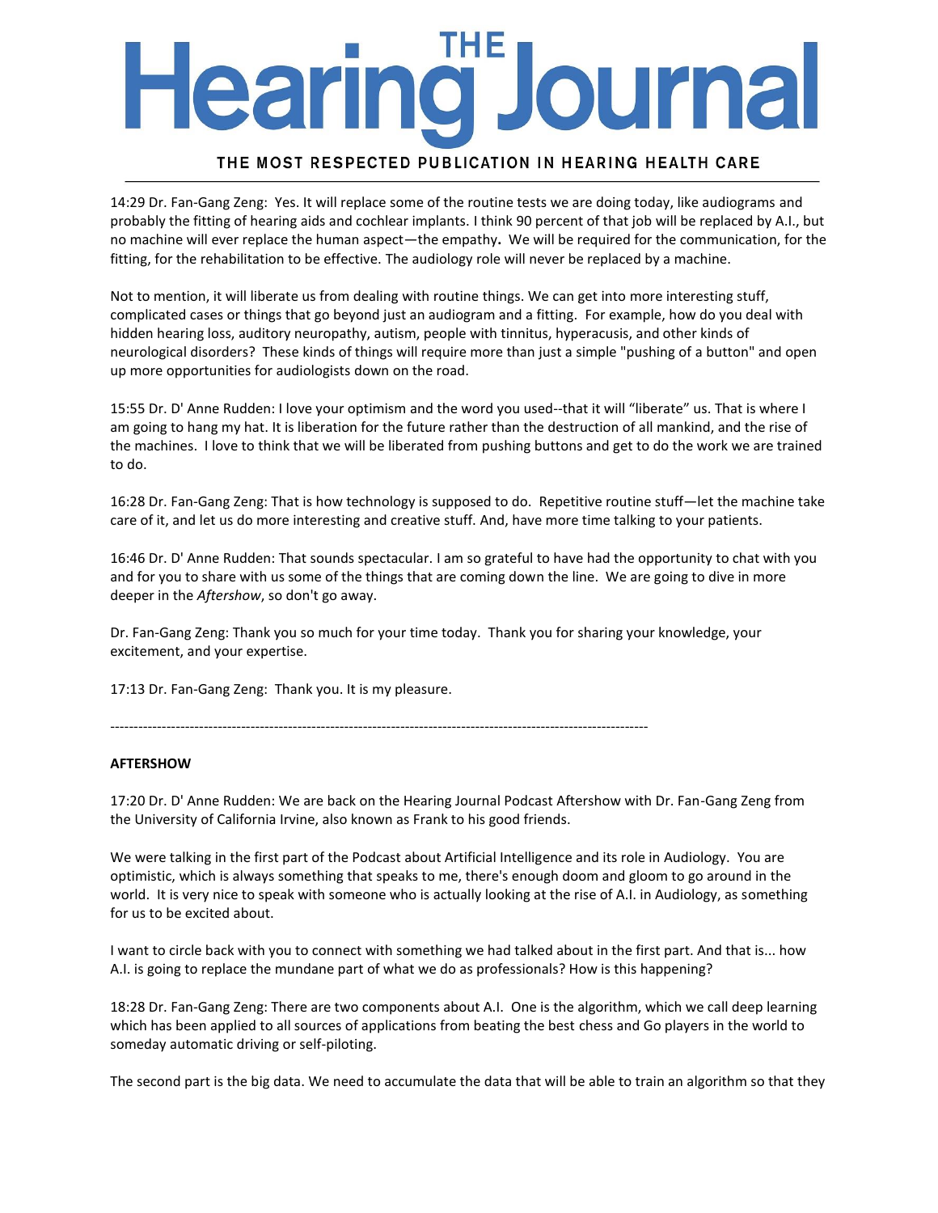14:29 Dr. Fan-Gang Zeng: Yes. It will replace some of the routine tests we are doing today, like audiograms and probably the fitting of hearing aids and cochlear implants. I think 90 percent of that job will be replaced by A.I., but no machine will ever replace the human aspect—the empathy**.** We will be required for the communication, for the fitting, for the rehabilitation to be effective. The audiology role will never be replaced by a machine.

Not to mention, it will liberate us from dealing with routine things. We can get into more interesting stuff, complicated cases or things that go beyond just an audiogram and a fitting. For example, how do you deal with hidden hearing loss, auditory neuropathy, autism, people with tinnitus, hyperacusis, and other kinds of neurological disorders? These kinds of things will require more than just a simple "pushing of a button" and open up more opportunities for audiologists down on the road.

15:55 Dr. D' Anne Rudden: I love your optimism and the word you used--that it will "liberate" us. That is where I am going to hang my hat. It is liberation for the future rather than the destruction of all mankind, and the rise of the machines. I love to think that we will be liberated from pushing buttons and get to do the work we are trained to do.

16:28 Dr. Fan-Gang Zeng: That is how technology is supposed to do. Repetitive routine stuff—let the machine take care of it, and let us do more interesting and creative stuff. And, have more time talking to your patients.

16:46 Dr. D' Anne Rudden: That sounds spectacular. I am so grateful to have had the opportunity to chat with you and for you to share with us some of the things that are coming down the line. We are going to dive in more deeper in the *Aftershow*, so don't go away.

Dr. Fan-Gang Zeng: Thank you so much for your time today. Thank you for sharing your knowledge, your excitement, and your expertise.

17:13 Dr. Fan-Gang Zeng: Thank you. It is my pleasure.

---

**AFTERSHOW**

17:20 Dr. D' Anne Rudden: We are back on the Hearing Journal Podcast Aftershow with Dr. Fan-Gang Zeng from the University of California Irvine, also known as Frank to his good friends.

We were talking in the first part of the Podcast about Artificial Intelligence and its role in Audiology. You are optimistic, which is always something that speaks to me, there's enough doom and gloom to go around in the world. It is very nice to speak with someone who is actually looking at the rise of A.I. in Audiology, as something for us to be excited about.

I want to circle back with you to connect with something we had talked about in the first part. And that is... how A.I. is going to replace the mundane part of what we do as professionals? How is this happening?

18:28 Dr. Fan-Gang Zeng: There are two components about A.I. One is the algorithm, which we call deep learning which has been applied to all sources of applications from beating the best chess and Go players in the world to someday automatic driving or self-piloting.

The second part is the big data. We need to accumulate the data that will be able to train an algorithm so that they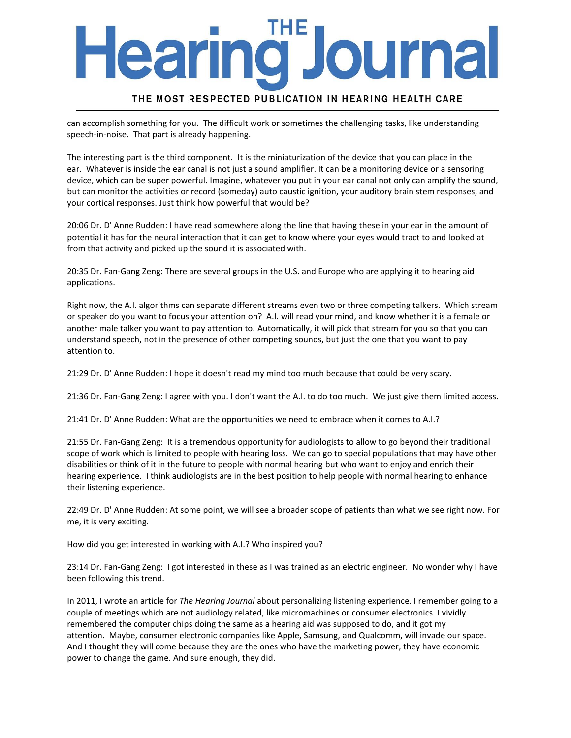can accomplish something for you. The difficult work or sometimes the challenging tasks, like understanding speech-in-noise. That part is already happening.

The interesting part is the third component. It is the miniaturization of the device that you can place in the ear. Whatever is inside the ear canal is not just a sound amplifier. It can be a monitoring device or a sensoring device, which can be super powerful. Imagine, whatever you put in your ear canal not only can amplify the sound, but can monitor the activities or record (someday) auto caustic ignition, your auditory brain stem responses, and your cortical responses. Just think how powerful that would be?

20:06 Dr. D' Anne Rudden: I have read somewhere along the line that having these in your ear in the amount of potential it has for the neural interaction that it can get to know where your eyes would tract to and looked at from that activity and picked up the sound it is associated with.

20:35 Dr. Fan-Gang Zeng: There are several groups in the U.S. and Europe who are applying it to hearing aid applications.

Right now, the A.I. algorithms can separate different streams even two or three competing talkers. Which stream or speaker do you want to focus your attention on? A.I. will read your mind, and know whether it is a female or another male talker you want to pay attention to. Automatically, it will pick that stream for you so that you can understand speech, not in the presence of other competing sounds, but just the one that you want to pay attention to.

21:29 Dr. D' Anne Rudden: I hope it doesn't read my mind too much because that could be very scary.

21:36 Dr. Fan-Gang Zeng: I agree with you. I don't want the A.I. to do too much. We just give them limited access.

21:41 Dr. D' Anne Rudden: What are the opportunities we need to embrace when it comes to A.I.?

21:55 Dr. Fan-Gang Zeng: It is a tremendous opportunity for audiologists to allow to go beyond their traditional scope of work which is limited to people with hearing loss. We can go to special populations that may have other disabilities or think of it in the future to people with normal hearing but who want to enjoy and enrich their hearing experience. I think audiologists are in the best position to help people with normal hearing to enhance their listening experience.

22:49 Dr. D' Anne Rudden: At some point, we will see a broader scope of patients than what we see right now. For me, it is very exciting.

How did you get interested in working with A.I.? Who inspired you?

23:14 Dr. Fan-Gang Zeng: I got interested in these as I was trained as an electric engineer. No wonder why I have been following this trend.

In 2011, I wrote an article for *The Hearing Journal* about personalizing listening experience. I remember going to a couple of meetings which are not audiology related, like micromachines or consumer electronics. I vividly remembered the computer chips doing the same as a hearing aid was supposed to do, and it got my attention. Maybe, consumer electronic companies like Apple, Samsung, and Qualcomm, will invade our space. And I thought they will come because they are the ones who have the marketing power, they have economic power to change the game. And sure enough, they did.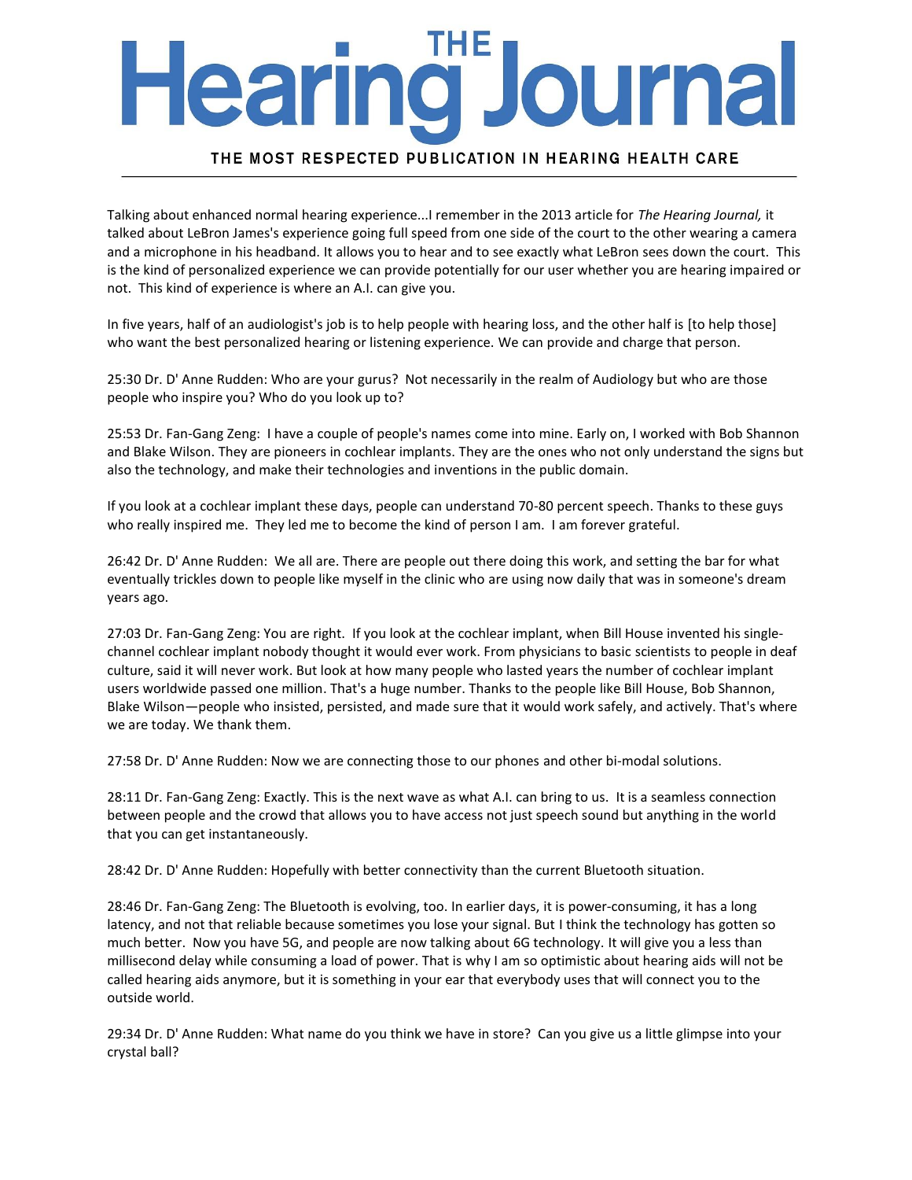Talking about enhanced normal hearing experience...I remember in the 2013 article for *The Hearing Journal,* it talked about LeBron James's experience going full speed from one side of the court to the other wearing a camera and a microphone in his headband. It allows you to hear and to see exactly what LeBron sees down the court. This is the kind of personalized experience we can provide potentially for our user whether you are hearing impaired or not. This kind of experience is where an A.I. can give you.

In five years, half of an audiologist's job is to help people with hearing loss, and the other half is [to help those] who want the best personalized hearing or listening experience. We can provide and charge that person.

25:30 Dr. D' Anne Rudden: Who are your gurus? Not necessarily in the realm of Audiology but who are those people who inspire you? Who do you look up to?

25:53 Dr. Fan-Gang Zeng: I have a couple of people's names come into mine. Early on, I worked with Bob Shannon and Blake Wilson. They are pioneers in cochlear implants. They are the ones who not only understand the signs but also the technology, and make their technologies and inventions in the public domain.

If you look at a cochlear implant these days, people can understand 70-80 percent speech. Thanks to these guys who really inspired me. They led me to become the kind of person I am. I am forever grateful.

26:42 Dr. D' Anne Rudden: We all are. There are people out there doing this work, and setting the bar for what eventually trickles down to people like myself in the clinic who are using now daily that was in someone's dream years ago.

27:03 Dr. Fan-Gang Zeng: You are right. If you look at the cochlear implant, when Bill House invented his single-channel cochlear implant nobody thought it would ever work. From physicians to basic scientists to people in deaf culture, said it will never work. But look at how many people who lasted years the number of cochlear implant users worldwide passed one million. That's a huge number. Thanks to the people like Bill House, Bob Shannon, Blake Wilson—people who insisted, persisted, and made sure that it would work safely, and actively. That's where we are today. We thank them.

27:58 Dr. D' Anne Rudden: Now we are connecting those to our phones and other bi-modal solutions.

28:11 Dr. Fan-Gang Zeng: Exactly. This is the next wave as what A.I. can bring to us. It is a seamless connection between people and the crowd that allows you to have access not just speech sound but anything in the world that you can get instantaneously.

28:42 Dr. D' Anne Rudden: Hopefully with better connectivity than the current Bluetooth situation.

28:46 Dr. Fan-Gang Zeng: The Bluetooth is evolving, too. In earlier days, it is power-consuming, it has a long latency, and not that reliable because sometimes you lose your signal. But I think the technology has gotten so much better. Now you have 5G, and people are now talking about 6G technology. It will give you a less than millisecond delay while consuming a load of power. That is why I am so optimistic about hearing aids will not be called hearing aids anymore, but it is something in your ear that everybody uses that will connect you to the outside world.

29:34 Dr. D' Anne Rudden: What name do you think we have in store? Can you give us a little glimpse into your crystal ball?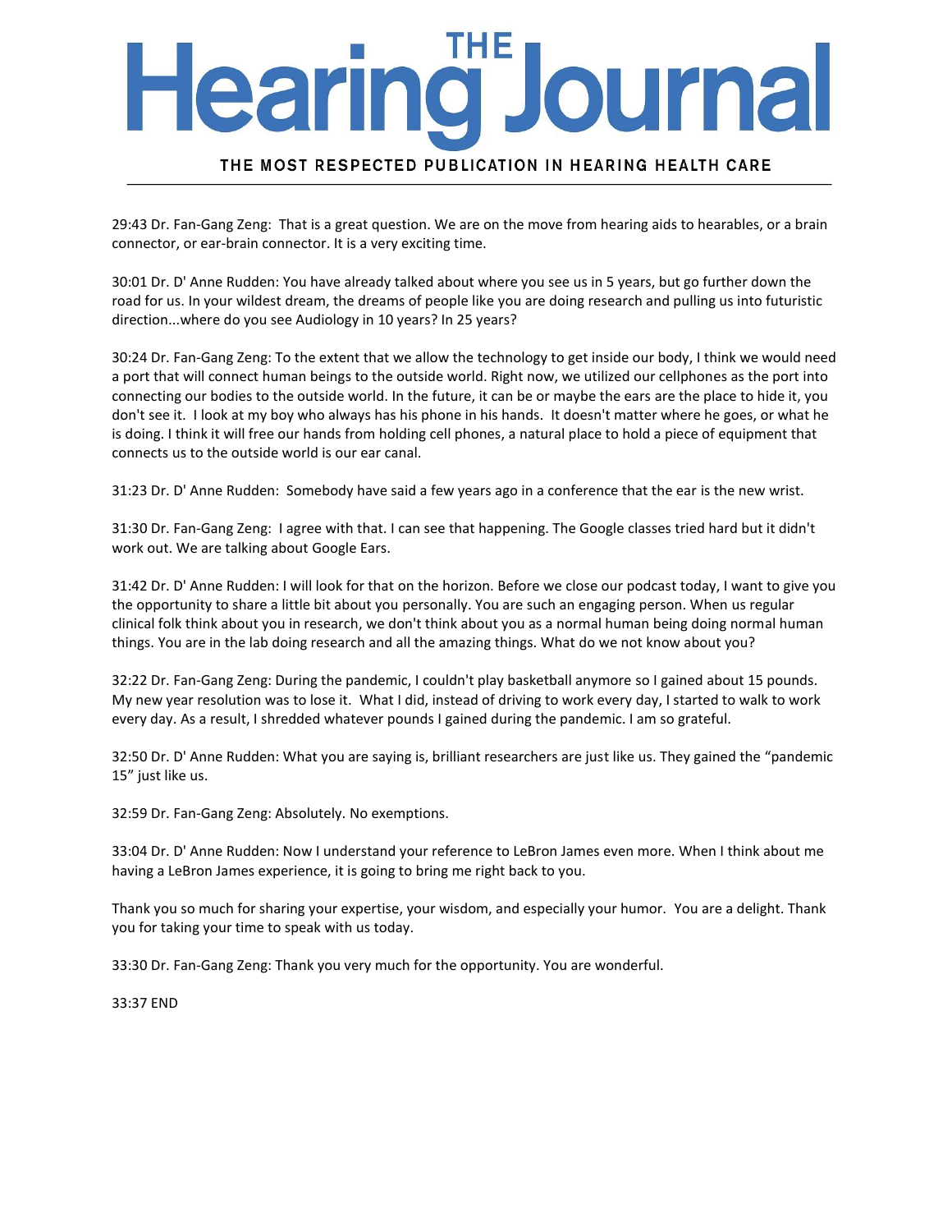29:43 Dr. Fan-Gang Zeng: That is a great question. We are on the move from hearing aids to hearables, or a brain connector, or ear-brain connector. It is a very exciting time.

30:01 Dr. D' Anne Rudden: You have already talked about where you see us in 5 years, but go further down the road for us. In your wildest dream, the dreams of people like you are doing research and pulling us into futuristic direction...where do you see Audiology in 10 years? In 25 years?

30:24 Dr. Fan-Gang Zeng: To the extent that we allow the technology to get inside our body, I think we would need a port that will connect human beings to the outside world. Right now, we utilized our cellphones as the port into connecting our bodies to the outside world. In the future, it can be or maybe the ears are the place to hide it, you don't see it. I look at my boy who always has his phone in his hands. It doesn't matter where he goes, or what he is doing. I think it will free our hands from holding cell phones, a natural place to hold a piece of equipment that connects us to the outside world is our ear canal.

31:23 Dr. D' Anne Rudden: Somebody have said a few years ago in a conference that the ear is the new wrist.

31:30 Dr. Fan-Gang Zeng: I agree with that. I can see that happening. The Google classes tried hard but it didn't work out. We are talking about Google Ears.

31:42 Dr. D' Anne Rudden: I will look for that on the horizon. Before we close our podcast today, I want to give you the opportunity to share a little bit about you personally. You are such an engaging person. When us regular clinical folk think about you in research, we don't think about you as a normal human being doing normal human things. You are in the lab doing research and all the amazing things. What do we not know about you?

32:22 Dr. Fan-Gang Zeng: During the pandemic, I couldn't play basketball anymore so I gained about 15 pounds. My new year resolution was to lose it. What I did, instead of driving to work every day, I started to walk to work every day. As a result, I shredded whatever pounds I gained during the pandemic. I am so grateful.

32:50 Dr. D' Anne Rudden: What you are saying is, brilliant researchers are just like us. They gained the "pandemic 15" just like us.

32:59 Dr. Fan-Gang Zeng: Absolutely. No exemptions.

33:04 Dr. D' Anne Rudden: Now I understand your reference to LeBron James even more. When I think about me having a LeBron James experience, it is going to bring me right back to you.

Thank you so much for sharing your expertise, your wisdom, and especially your humor. You are a delight. Thank you for taking your time to speak with us today.

33:30 Dr. Fan-Gang Zeng: Thank you very much for the opportunity. You are wonderful.

33:37 END